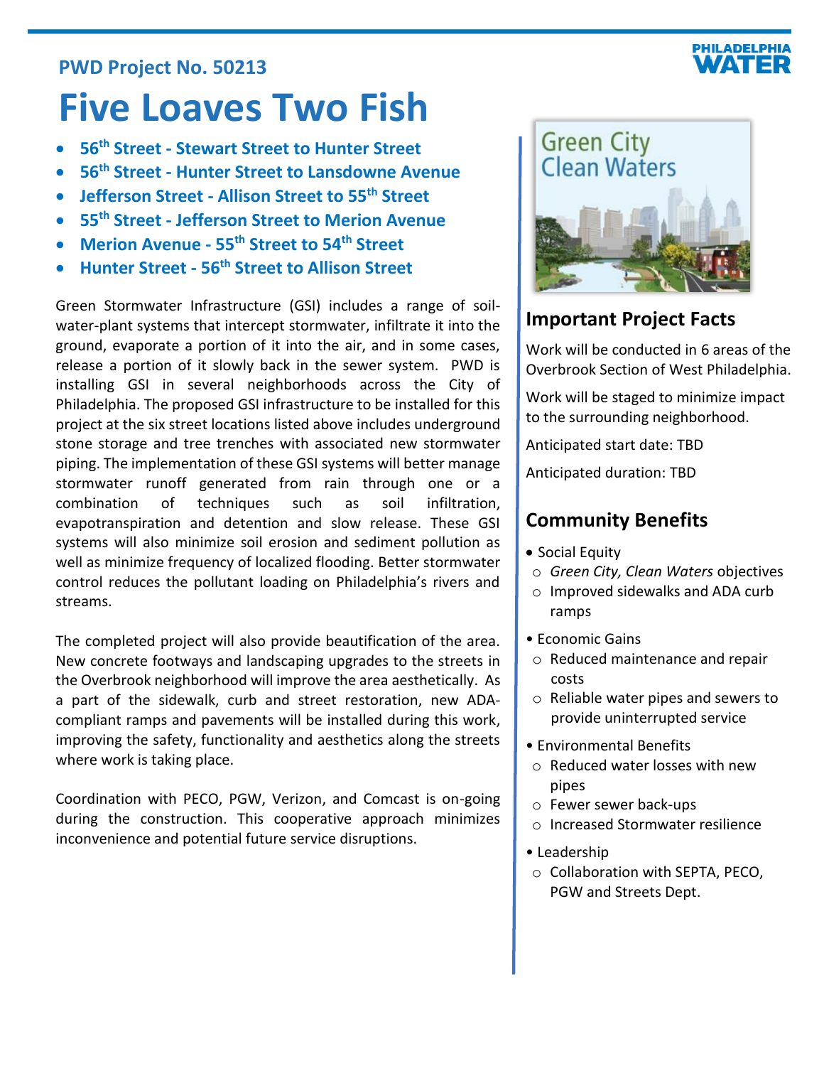**PWD Project No. 50213**

# Five Loaves Two Fish

- **56th Street - Stewart Street to Hunter Street**
- **56th Street - Hunter Street to Lansdowne Avenue**
- **Jefferson Street - Allison Street to 55th Street**
- **55th Street - Jefferson Street to Merion Avenue**
- **Merion Avenue - 55th Street to 54th Street**
- **Hunter Street - 56th Street to Allison Street**

Green Stormwater Infrastructure (GSI) includes a range of soil-water-plant systems that intercept stormwater, infiltrate it into the ground, evaporate a portion of it into the air, and in some cases, release a portion of it slowly back in the sewer system. PWD is installing GSI in several neighborhoods across the City of Philadelphia. The proposed GSI infrastructure to be installed for this project at the six street locations listed above includes underground stone storage and tree trenches with associated new stormwater piping. The implementation of these GSI systems will better manage stormwater runoff generated from rain through one or a combination of techniques such as soil infiltration, evapotranspiration and detention and slow release. These GSI systems will also minimize soil erosion and sediment pollution as well as minimize frequency of localized flooding. Better stormwater control reduces the pollutant loading on Philadelphia's rivers and streams.

The completed project will also provide beautification of the area. New concrete footways and landscaping upgrades to the streets in the Overbrook neighborhood will improve the area aesthetically. As a part of the sidewalk, curb and street restoration, new ADA-compliant ramps and pavements will be installed during this work, improving the safety, functionality and aesthetics along the streets where work is taking place.

Coordination with PECO, PGW, Verizon, and Comcast is on-going during the construction. This cooperative approach minimizes inconvenience and potential future service disruptions.

## Important Project Facts

Work will be conducted in 6 areas of the Overbrook Section of West Philadelphia.

Work will be staged to minimize impact to the surrounding neighborhood.

Anticipated start date: TBD

Anticipated duration: TBD

## Community Benefits

- Social Equity
  - *Green City, Clean Waters* objectives
  - Improved sidewalks and ADA curb ramps
- Economic Gains
  - Reduced maintenance and repair costs
  - Reliable water pipes and sewers to provide uninterrupted service
- Environmental Benefits
  - Reduced water losses with new pipes
  - Fewer sewer back-ups
  - Increased Stormwater resilience
- Leadership
  - Collaboration with SEPTA, PECO, PGW and Streets Dept.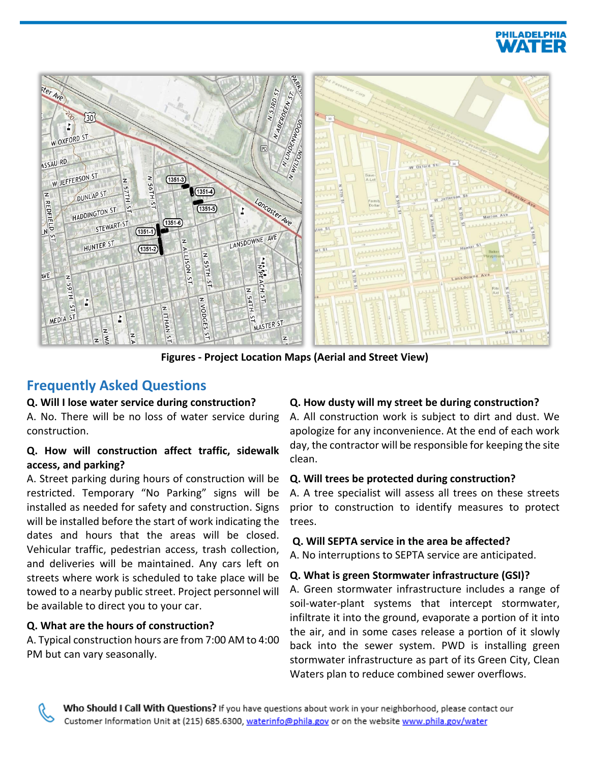Figures - Project Location Maps (Aerial and Street View)

## Frequently Asked Questions

**Q. Will I lose water service during construction?**

A. No. There will be no loss of water service during construction.

**Q. How will construction affect traffic, sidewalk access, and parking?**

A. Street parking during hours of construction will be restricted. Temporary "No Parking" signs will be installed as needed for safety and construction. Signs will be installed before the start of work indicating the dates and hours that the areas will be closed. Vehicular traffic, pedestrian access, trash collection, and deliveries will be maintained. Any cars left on streets where work is scheduled to take place will be towed to a nearby public street. Project personnel will be available to direct you to your car.

**Q. What are the hours of construction?**

A. Typical construction hours are from 7:00 AM to 4:00 PM but can vary seasonally.

**Q. How dusty will my street be during construction?**

A. All construction work is subject to dirt and dust. We apologize for any inconvenience. At the end of each work day, the contractor will be responsible for keeping the site clean.

**Q. Will trees be protected during construction?**

A. A tree specialist will assess all trees on these streets prior to construction to identify measures to protect trees.

**Q. Will SEPTA service in the area be affected?**

A. No interruptions to SEPTA service are anticipated.

**Q. What is green Stormwater infrastructure (GSI)?**

A. Green stormwater infrastructure includes a range of soil-water-plant systems that intercept stormwater, infiltrate it into the ground, evaporate a portion of it into the air, and in some cases release a portion of it slowly back into the sewer system. PWD is installing green stormwater infrastructure as part of its Green City, Clean Waters plan to reduce combined sewer overflows.

**Who Should I Call With Questions?** If you have questions about work in your neighborhood, please contact our Customer Information Unit at (215) 685.6300, waterinfo@phila.gov or on the website www.phila.gov/water